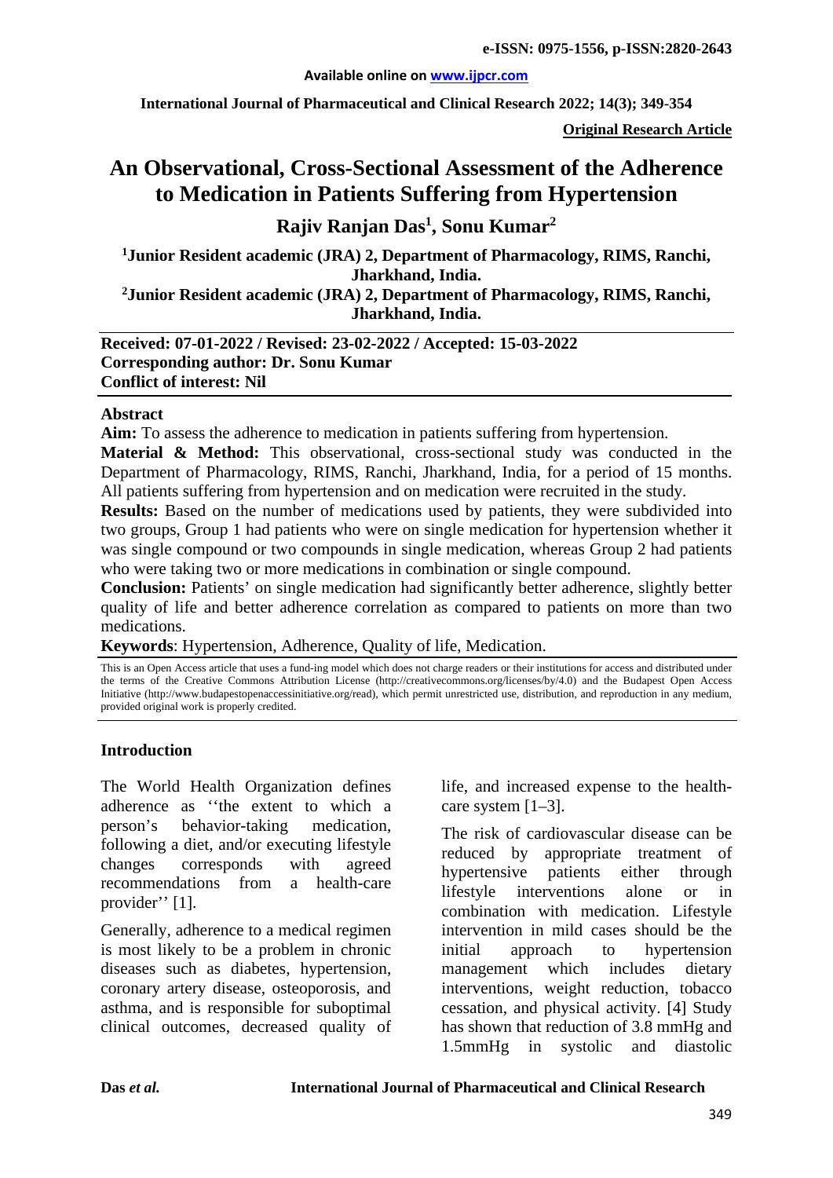e-ISSN: 0975-1556, p-ISSN:2820-2643

Available online on www.ijpcr.com

International Journal of Pharmaceutical and Clinical Research 2022; 14(3); 349-354

**Original Research Article**

# An Observational, Cross-Sectional Assessment of the Adherence to Medication in Patients Suffering from Hypertension

## Rajiv Ranjan Das[1], Sonu Kumar[2]

[1]Junior Resident academic (JRA) 2, Department of Pharmacology, RIMS, Ranchi, Jharkhand, India.

[2]Junior Resident academic (JRA) 2, Department of Pharmacology, RIMS, Ranchi, Jharkhand, India.

**Received: 07-01-2022 / Revised: 23-02-2022 / Accepted: 15-03-2022**
**Corresponding author: Dr. Sonu Kumar**
**Conflict of interest: Nil**

### Abstract

**Aim:** To assess the adherence to medication in patients suffering from hypertension.

**Material & Method:** This observational, cross-sectional study was conducted in the Department of Pharmacology, RIMS, Ranchi, Jharkhand, India, for a period of 15 months. All patients suffering from hypertension and on medication were recruited in the study.

**Results:** Based on the number of medications used by patients, they were subdivided into two groups, Group 1 had patients who were on single medication for hypertension whether it was single compound or two compounds in single medication, whereas Group 2 had patients who were taking two or more medications in combination or single compound.

**Conclusion:** Patients' on single medication had significantly better adherence, slightly better quality of life and better adherence correlation as compared to patients on more than two medications.

**Keywords**: Hypertension, Adherence, Quality of life, Medication.

This is an Open Access article that uses a fund-ing model which does not charge readers or their institutions for access and distributed under the terms of the Creative Commons Attribution License (http://creativecommons.org/licenses/by/4.0) and the Budapest Open Access Initiative (http://www.budapestopenaccessinitiative.org/read), which permit unrestricted use, distribution, and reproduction in any medium, provided original work is properly credited.

### Introduction

The World Health Organization defines adherence as ''the extent to which a person's behavior-taking medication, following a diet, and/or executing lifestyle changes corresponds with agreed recommendations from a health-care provider'' [1].

Generally, adherence to a medical regimen is most likely to be a problem in chronic diseases such as diabetes, hypertension, coronary artery disease, osteoporosis, and asthma, and is responsible for suboptimal clinical outcomes, decreased quality of life, and increased expense to the health-care system [1–3].

The risk of cardiovascular disease can be reduced by appropriate treatment of hypertensive patients either through lifestyle interventions alone or in combination with medication. Lifestyle intervention in mild cases should be the initial approach to hypertension management which includes dietary interventions, weight reduction, tobacco cessation, and physical activity. [4] Study has shown that reduction of 3.8 mmHg and 1.5mmHg in systolic and diastolic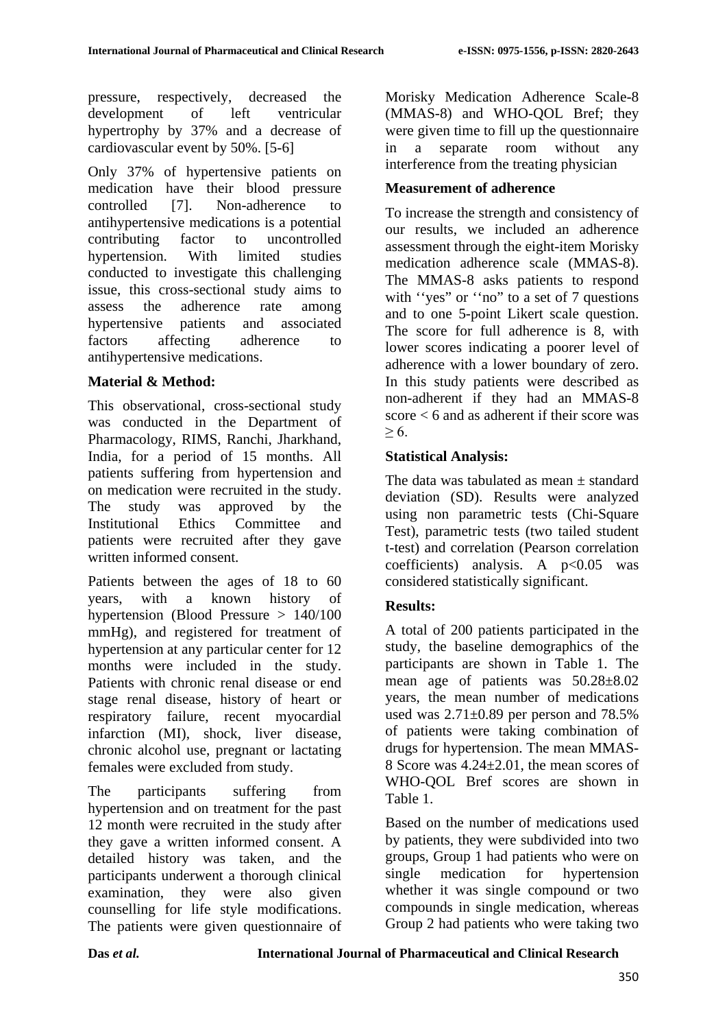pressure, respectively, decreased the development of left ventricular hypertrophy by 37% and a decrease of cardiovascular event by 50%. [5-6]

Only 37% of hypertensive patients on medication have their blood pressure controlled [7]. Non-adherence to antihypertensive medications is a potential contributing factor to uncontrolled hypertension. With limited studies conducted to investigate this challenging issue, this cross-sectional study aims to assess the adherence rate among hypertensive patients and associated factors affecting adherence to antihypertensive medications.

## Material & Method:

This observational, cross-sectional study was conducted in the Department of Pharmacology, RIMS, Ranchi, Jharkhand, India, for a period of 15 months. All patients suffering from hypertension and on medication were recruited in the study. The study was approved by the Institutional Ethics Committee and patients were recruited after they gave written informed consent.

Patients between the ages of 18 to 60 years, with a known history of hypertension (Blood Pressure > 140/100 mmHg), and registered for treatment of hypertension at any particular center for 12 months were included in the study. Patients with chronic renal disease or end stage renal disease, history of heart or respiratory failure, recent myocardial infarction (MI), shock, liver disease, chronic alcohol use, pregnant or lactating females were excluded from study.

The participants suffering from hypertension and on treatment for the past 12 month were recruited in the study after they gave a written informed consent. A detailed history was taken, and the participants underwent a thorough clinical examination, they were also given counselling for life style modifications. The patients were given questionnaire of Morisky Medication Adherence Scale-8 (MMAS-8) and WHO-QOL Bref; they were given time to fill up the questionnaire in a separate room without any interference from the treating physician

### Measurement of adherence

To increase the strength and consistency of our results, we included an adherence assessment through the eight-item Morisky medication adherence scale (MMAS-8). The MMAS-8 asks patients to respond with ''yes" or ''no" to a set of 7 questions and to one 5-point Likert scale question. The score for full adherence is 8, with lower scores indicating a poorer level of adherence with a lower boundary of zero. In this study patients were described as non-adherent if they had an MMAS-8 score $< 6$ and as adherent if their score was $\geq 6$.

## Statistical Analysis:

The data was tabulated as mean ± standard deviation (SD). Results were analyzed using non parametric tests (Chi-Square Test), parametric tests (two tailed student t-test) and correlation (Pearson correlation coefficients) analysis. A $p<0.05$ was considered statistically significant.

## Results:

A total of 200 patients participated in the study, the baseline demographics of the participants are shown in Table 1. The mean age of patients was 50.28±8.02 years, the mean number of medications used was 2.71±0.89 per person and 78.5% of patients were taking combination of drugs for hypertension. The mean MMAS-8 Score was 4.24±2.01, the mean scores of WHO-QOL Bref scores are shown in Table 1.

Based on the number of medications used by patients, they were subdivided into two groups, Group 1 had patients who were on single medication for hypertension whether it was single compound or two compounds in single medication, whereas Group 2 had patients who were taking two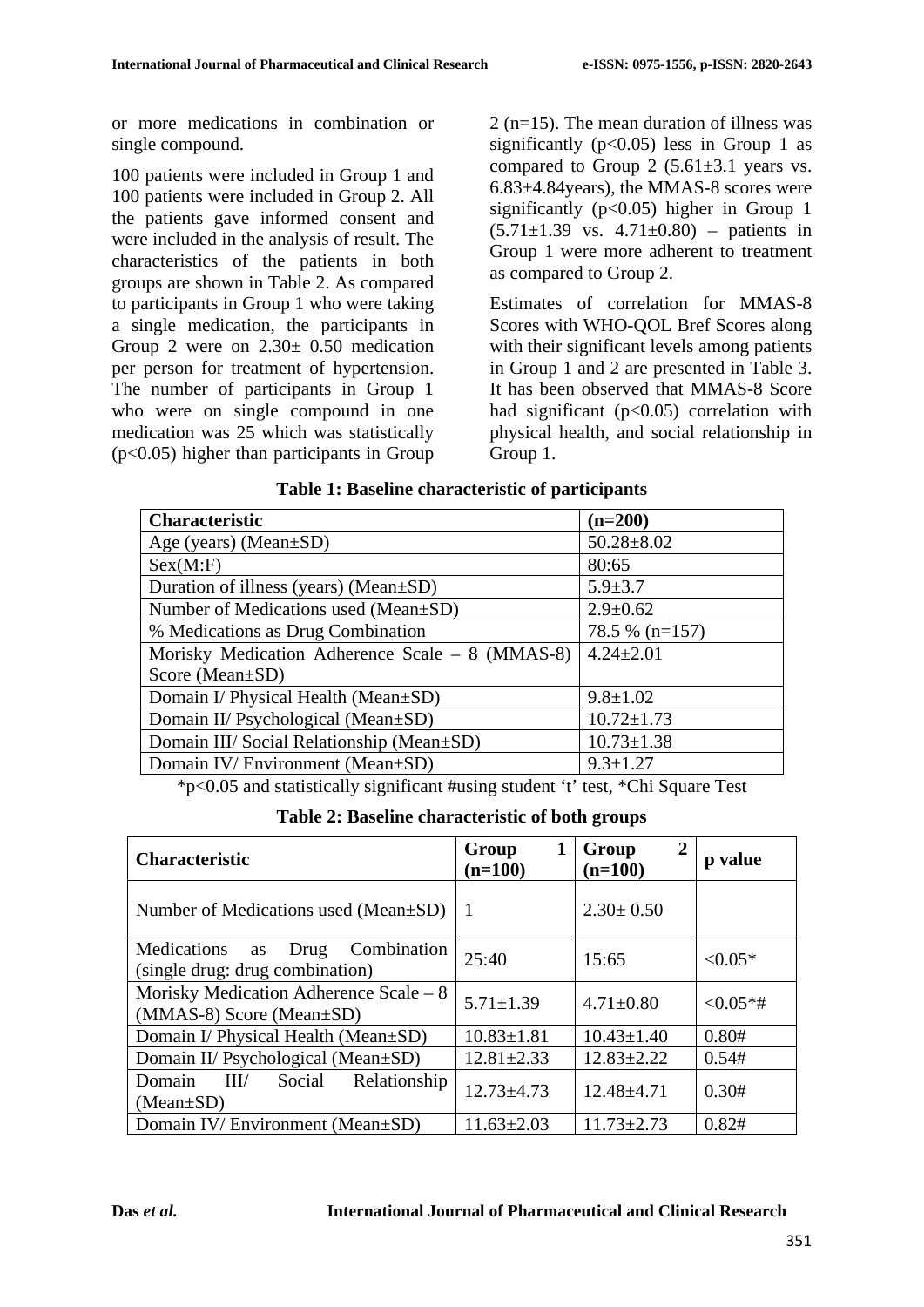or more medications in combination or single compound.

100 patients were included in Group 1 and 100 patients were included in Group 2. All the patients gave informed consent and were included in the analysis of result. The characteristics of the patients in both groups are shown in Table 2. As compared to participants in Group 1 who were taking a single medication, the participants in Group 2 were on 2.30± 0.50 medication per person for treatment of hypertension. The number of participants in Group 1 who were on single compound in one medication was 25 which was statistically ($p<0.05$) higher than participants in Group 2 (n=15). The mean duration of illness was significantly ($p<0.05$) less in Group 1 as compared to Group 2 (5.61±3.1 years vs. 6.83±4.84years), the MMAS-8 scores were significantly ($p<0.05$) higher in Group 1 (5.71±1.39 vs. 4.71±0.80) – patients in Group 1 were more adherent to treatment as compared to Group 2.

Estimates of correlation for MMAS-8 Scores with WHO-QOL Bref Scores along with their significant levels among patients in Group 1 and 2 are presented in Table 3. It has been observed that MMAS-8 Score had significant ($p<0.05$) correlation with physical health, and social relationship in Group 1.

**Table 1: Baseline characteristic of participants**

| Characteristic | (n=200) |
|---|---|
| Age (years) (Mean±SD) | 50.28±8.02 |
| Sex(M:F) | 80:65 |
| Duration of illness (years) (Mean±SD) | 5.9±3.7 |
| Number of Medications used (Mean±SD) | 2.9±0.62 |
| % Medications as Drug Combination | 78.5 % (n=157) |
| Morisky Medication Adherence Scale – 8 (MMAS-8) Score (Mean±SD) | 4.24±2.01 |
| Domain I/ Physical Health (Mean±SD) | 9.8±1.02 |
| Domain II/ Psychological (Mean±SD) | 10.72±1.73 |
| Domain III/ Social Relationship (Mean±SD) | 10.73±1.38 |
| Domain IV/ Environment (Mean±SD) | 9.3±1.27 |

*p<0.05 and statistically significant #using student 't' test, *Chi Square Test

**Table 2: Baseline characteristic of both groups**

| Characteristic | Group 1 (n=100) | Group 2 (n=100) | p value |
|---|---|---|---|
| Number of Medications used (Mean±SD) | 1 | 2.30± 0.50 | |
| Medications as Drug Combination (single drug: drug combination) | 25:40 | 15:65 | <0.05* |
| Morisky Medication Adherence Scale – 8 (MMAS-8) Score (Mean±SD) | 5.71±1.39 | 4.71±0.80 | <0.05*# |
| Domain I/ Physical Health (Mean±SD) | 10.83±1.81 | 10.43±1.40 | 0.80# |
| Domain II/ Psychological (Mean±SD) | 12.81±2.33 | 12.83±2.22 | 0.54# |
| Domain III/ Social Relationship (Mean±SD) | 12.73±4.73 | 12.48±4.71 | 0.30# |
| Domain IV/ Environment (Mean±SD) | 11.63±2.03 | 11.73±2.73 | 0.82# |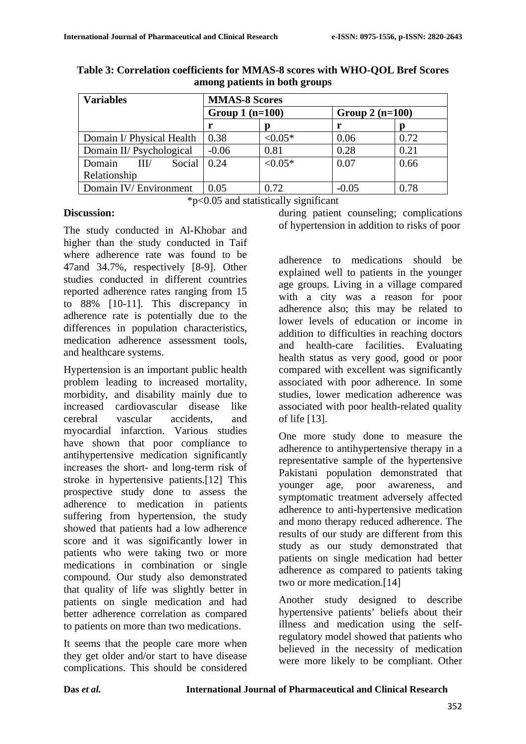**Table 3: Correlation coefficients for MMAS-8 scores with WHO-QOL Bref Scores among patients in both groups**

| Variables | MMAS-8 Scores | | | |
|---|---|---|---|---|
| | Group 1 (n=100) | | Group 2 (n=100) | |
| | r | p | r | p |
| Domain I/ Physical Health | 0.38 | <0.05* | 0.06 | 0.72 |
| Domain II/ Psychological | -0.06 | 0.81 | 0.28 | 0.21 |
| Domain III/ Social Relationship | 0.24 | <0.05* | 0.07 | 0.66 |
| Domain IV/ Environment | 0.05 | 0.72 | -0.05 | 0.78 |

*p<0.05 and statistically significant

**Discussion:**

The study conducted in Al-Khobar and higher than the study conducted in Taif where adherence rate was found to be 47and 34.7%, respectively [8-9]. Other studies conducted in different countries reported adherence rates ranging from 15 to 88% [10-11]. This discrepancy in adherence rate is potentially due to the differences in population characteristics, medication adherence assessment tools, and healthcare systems.

Hypertension is an important public health problem leading to increased mortality, morbidity, and disability mainly due to increased cardiovascular disease like cerebral vascular accidents, and myocardial infarction. Various studies have shown that poor compliance to antihypertensive medication significantly increases the short- and long-term risk of stroke in hypertensive patients.[12] This prospective study done to assess the adherence to medication in patients suffering from hypertension, the study showed that patients had a low adherence score and it was significantly lower in patients who were taking two or more medications in combination or single compound. Our study also demonstrated that quality of life was slightly better in patients on single medication and had better adherence correlation as compared to patients on more than two medications.

It seems that the people care more when they get older and/or start to have disease complications. This should be considered during patient counseling; complications of hypertension in addition to risks of poor adherence to medications should be explained well to patients in the younger age groups. Living in a village compared with a city was a reason for poor adherence also; this may be related to lower levels of education or income in addition to difficulties in reaching doctors and health-care facilities. Evaluating health status as very good, good or poor compared with excellent was significantly associated with poor adherence. In some studies, lower medication adherence was associated with poor health-related quality of life [13].

One more study done to measure the adherence to antihypertensive therapy in a representative sample of the hypertensive Pakistani population demonstrated that younger age, poor awareness, and symptomatic treatment adversely affected adherence to anti-hypertensive medication and mono therapy reduced adherence. The results of our study are different from this study as our study demonstrated that patients on single medication had better adherence as compared to patients taking two or more medication.[14]

Another study designed to describe hypertensive patients' beliefs about their illness and medication using the self-regulatory model showed that patients who believed in the necessity of medication were more likely to be compliant. Other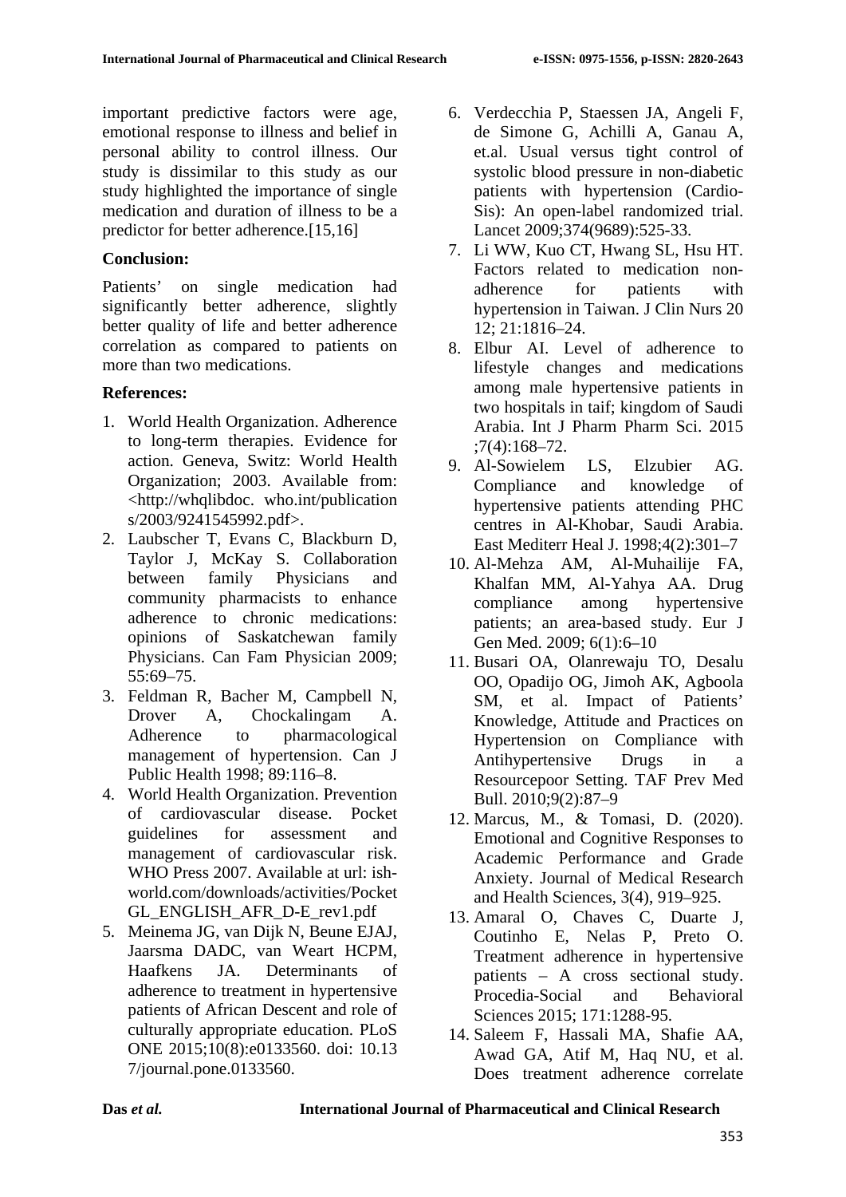important predictive factors were age, emotional response to illness and belief in personal ability to control illness. Our study is dissimilar to this study as our study highlighted the importance of single medication and duration of illness to be a predictor for better adherence.[15,16]

## Conclusion:

Patients' on single medication had significantly better adherence, slightly better quality of life and better adherence correlation as compared to patients on more than two medications.

## References:

1. World Health Organization. Adherence to long-term therapies. Evidence for action. Geneva, Switz: World Health Organization; 2003. Available from: <http://whqlibdoc. who.int/publications/2003/9241545992.pdf>.
2. Laubscher T, Evans C, Blackburn D, Taylor J, McKay S. Collaboration between family Physicians and community pharmacists to enhance adherence to chronic medications: opinions of Saskatchewan family Physicians. Can Fam Physician 2009; 55:69–75.
3. Feldman R, Bacher M, Campbell N, Drover A, Chockalingam A. Adherence to pharmacological management of hypertension. Can J Public Health 1998; 89:116–8.
4. World Health Organization. Prevention of cardiovascular disease. Pocket guidelines for assessment and management of cardiovascular risk. WHO Press 2007. Available at url: ish-world.com/downloads/activities/PocketGL_ENGLISH_AFR_D-E_rev1.pdf
5. Meinema JG, van Dijk N, Beune EJAJ, Jaarsma DADC, van Weart HCPM, Haafkens JA. Determinants of adherence to treatment in hypertensive patients of African Descent and role of culturally appropriate education. PLoS ONE 2015;10(8):e0133560. doi: 10.137/journal.pone.0133560.
6. Verdecchia P, Staessen JA, Angeli F, de Simone G, Achilli A, Ganau A, et.al. Usual versus tight control of systolic blood pressure in non-diabetic patients with hypertension (Cardio-Sis): An open-label randomized trial. Lancet 2009;374(9689):525-33.
7. Li WW, Kuo CT, Hwang SL, Hsu HT. Factors related to medication non-adherence for patients with hypertension in Taiwan. J Clin Nurs 2012; 21:1816–24.
8. Elbur AI. Level of adherence to lifestyle changes and medications among male hypertensive patients in two hospitals in taif; kingdom of Saudi Arabia. Int J Pharm Pharm Sci. 2015 ;7(4):168–72.
9. Al-Sowielem LS, Elzubier AG. Compliance and knowledge of hypertensive patients attending PHC centres in Al-Khobar, Saudi Arabia. East Mediterr Heal J. 1998;4(2):301–7
10. Al-Mehza AM, Al-Muhailije FA, Khalfan MM, Al-Yahya AA. Drug compliance among hypertensive patients; an area-based study. Eur J Gen Med. 2009; 6(1):6–10
11. Busari OA, Olanrewaju TO, Desalu OO, Opadijo OG, Jimoh AK, Agboola SM, et al. Impact of Patients' Knowledge, Attitude and Practices on Hypertension on Compliance with Antihypertensive Drugs in a Resourcepoor Setting. TAF Prev Med Bull. 2010;9(2):87–9
12. Marcus, M., & Tomasi, D. (2020). Emotional and Cognitive Responses to Academic Performance and Grade Anxiety. Journal of Medical Research and Health Sciences, 3(4), 919–925.
13. Amaral O, Chaves C, Duarte J, Coutinho E, Nelas P, Preto O. Treatment adherence in hypertensive patients – A cross sectional study. Procedia-Social and Behavioral Sciences 2015; 171:1288-95.
14. Saleem F, Hassali MA, Shafie AA, Awad GA, Atif M, Haq NU, et al. Does treatment adherence correlate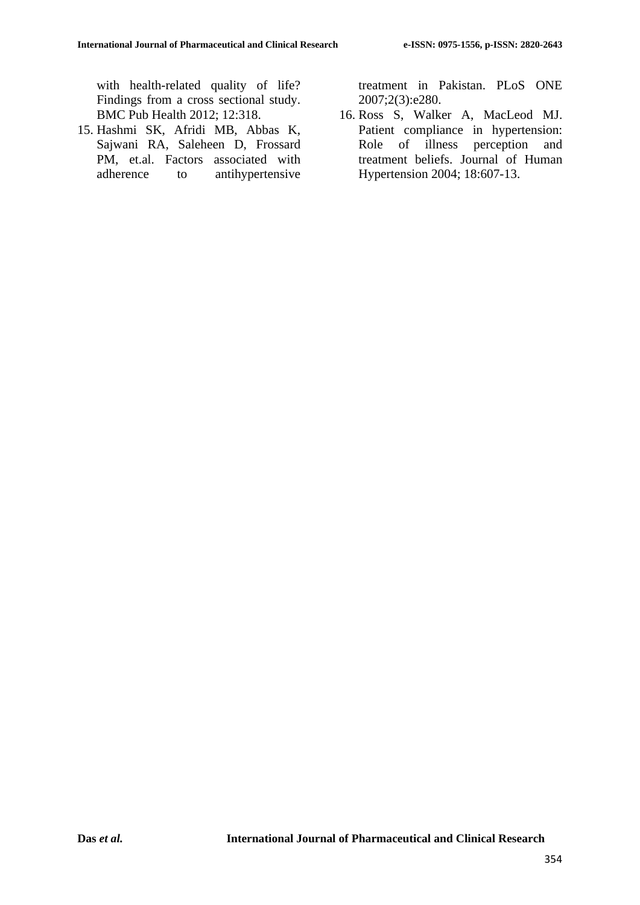with health-related quality of life? Findings from a cross sectional study. BMC Pub Health 2012; 12:318.

15. Hashmi SK, Afridi MB, Abbas K, Sajwani RA, Saleheen D, Frossard PM, et.al. Factors associated with adherence to antihypertensive treatment in Pakistan. PLoS ONE 2007;2(3):e280.
16. Ross S, Walker A, MacLeod MJ. Patient compliance in hypertension: Role of illness perception and treatment beliefs. Journal of Human Hypertension 2004; 18:607-13.